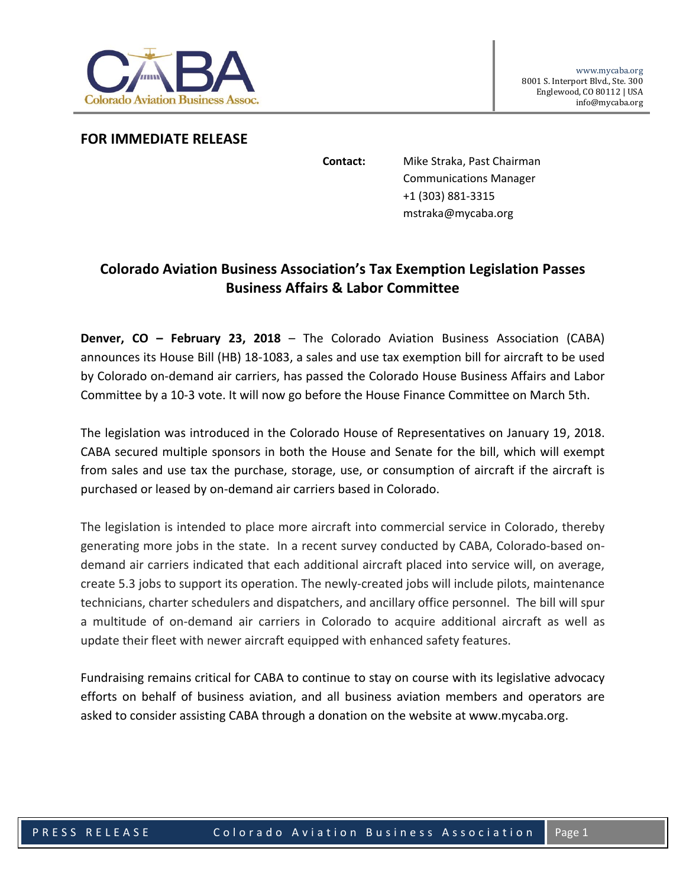CABA
Colorado Aviation Business Assoc.

www.mycaba.org
8001 S. Interport Blvd., Ste. 300
Englewood, CO 80112 | USA
info@mycaba.org

**FOR IMMEDIATE RELEASE**

**Contact:** Mike Straka, Past Chairman
Communications Manager
+1 (303) 881-3315
mstraka@mycaba.org

## Colorado Aviation Business Association's Tax Exemption Legislation Passes Business Affairs & Labor Committee

**Denver, CO – February 23, 2018** – The Colorado Aviation Business Association (CABA) announces its House Bill (HB) 18-1083, a sales and use tax exemption bill for aircraft to be used by Colorado on-demand air carriers, has passed the Colorado House Business Affairs and Labor Committee by a 10-3 vote. It will now go before the House Finance Committee on March 5th.

The legislation was introduced in the Colorado House of Representatives on January 19, 2018. CABA secured multiple sponsors in both the House and Senate for the bill, which will exempt from sales and use tax the purchase, storage, use, or consumption of aircraft if the aircraft is purchased or leased by on-demand air carriers based in Colorado.

The legislation is intended to place more aircraft into commercial service in Colorado, thereby generating more jobs in the state. In a recent survey conducted by CABA, Colorado-based on-demand air carriers indicated that each additional aircraft placed into service will, on average, create 5.3 jobs to support its operation. The newly-created jobs will include pilots, maintenance technicians, charter schedulers and dispatchers, and ancillary office personnel. The bill will spur a multitude of on-demand air carriers in Colorado to acquire additional aircraft as well as update their fleet with newer aircraft equipped with enhanced safety features.

Fundraising remains critical for CABA to continue to stay on course with its legislative advocacy efforts on behalf of business aviation, and all business aviation members and operators are asked to consider assisting CABA through a donation on the website at www.mycaba.org.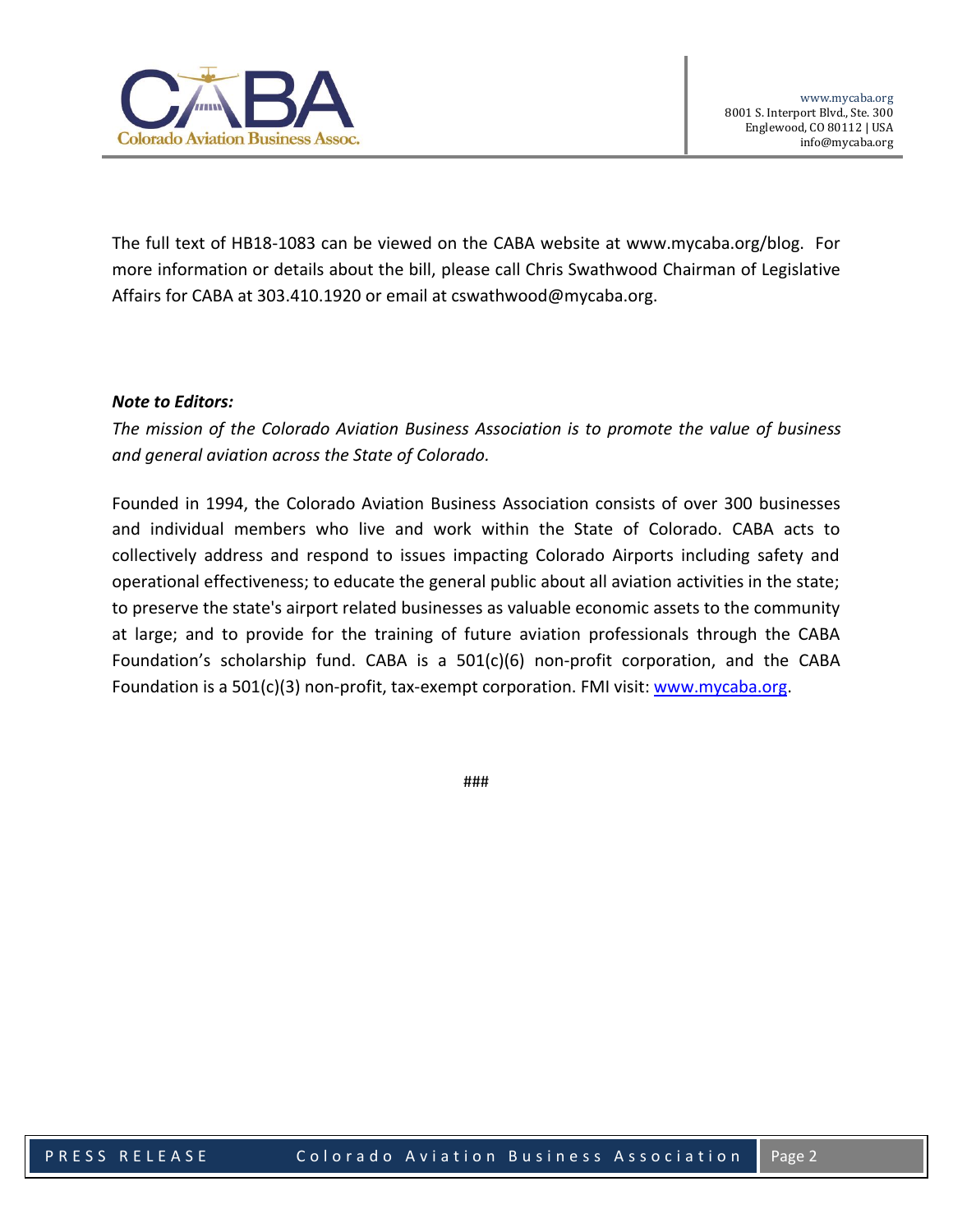The full text of HB18-1083 can be viewed on the CABA website at www.mycaba.org/blog. For more information or details about the bill, please call Chris Swathwood Chairman of Legislative Affairs for CABA at 303.410.1920 or email at cswathwood@mycaba.org.

***Note to Editors:***

*The mission of the Colorado Aviation Business Association is to promote the value of business and general aviation across the State of Colorado.*

Founded in 1994, the Colorado Aviation Business Association consists of over 300 businesses and individual members who live and work within the State of Colorado. CABA acts to collectively address and respond to issues impacting Colorado Airports including safety and operational effectiveness; to educate the general public about all aviation activities in the state; to preserve the state's airport related businesses as valuable economic assets to the community at large; and to provide for the training of future aviation professionals through the CABA Foundation's scholarship fund. CABA is a 501(c)(6) non-profit corporation, and the CABA Foundation is a 501(c)(3) non-profit, tax-exempt corporation. FMI visit: [www.mycaba.org](http://www.mycaba.org).

###